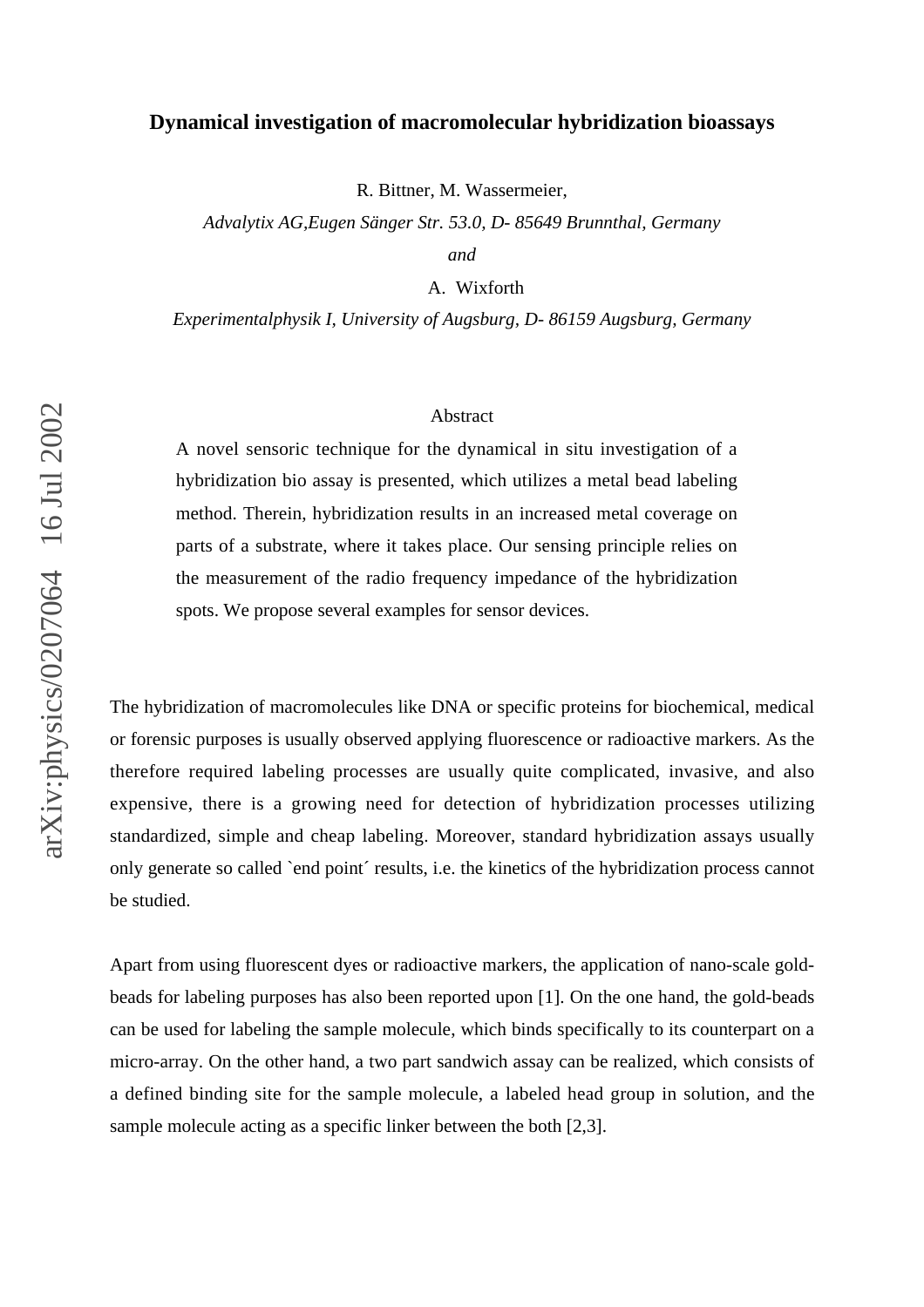# Dynamical investigation of macromolecular hybridization bioassays

R. Bittner, M. Wassermeier,

*Advalytix AG,Eugen Sänger Str. 53.0, D- 85649 Brunnthal, Germany*

*and*

A. Wixforth

*Experimentalphysik I, University of Augsburg, D- 86159 Augsburg, Germany*

## Abstract

A novel sensoric technique for the dynamical in situ investigation of a hybridization bio assay is presented, which utilizes a metal bead labeling method. Therein, hybridization results in an increased metal coverage on parts of a substrate, where it takes place. Our sensing principle relies on the measurement of the radio frequency impedance of the hybridization spots. We propose several examples for sensor devices.

The hybridization of macromolecules like DNA or specific proteins for biochemical, medical or forensic purposes is usually observed applying fluorescence or radioactive markers. As the therefore required labeling processes are usually quite complicated, invasive, and also expensive, there is a growing need for detection of hybridization processes utilizing standardized, simple and cheap labeling. Moreover, standard hybridization assays usually only generate so called `end point´ results, i.e. the kinetics of the hybridization process cannot be studied.

Apart from using fluorescent dyes or radioactive markers, the application of nano-scale gold-beads for labeling purposes has also been reported upon [1]. On the one hand, the gold-beads can be used for labeling the sample molecule, which binds specifically to its counterpart on a micro-array. On the other hand, a two part sandwich assay can be realized, which consists of a defined binding site for the sample molecule, a labeled head group in solution, and the sample molecule acting as a specific linker between the both [2,3].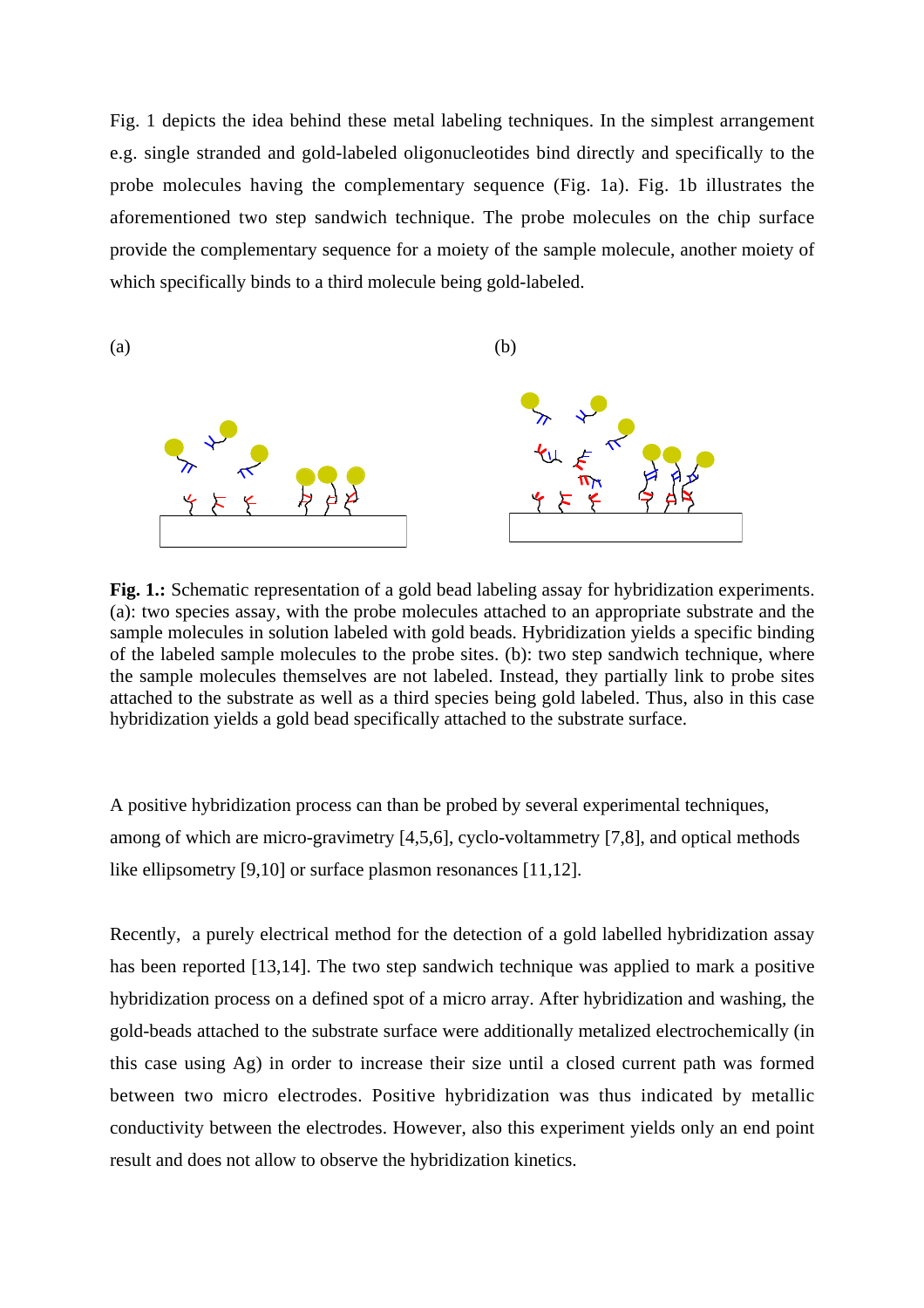Fig. 1 depicts the idea behind these metal labeling techniques. In the simplest arrangement e.g. single stranded and gold-labeled oligonucleotides bind directly and specifically to the probe molecules having the complementary sequence (Fig. 1a). Fig. 1b illustrates the aforementioned two step sandwich technique. The probe molecules on the chip surface provide the complementary sequence for a moiety of the sample molecule, another moiety of which specifically binds to a third molecule being gold-labeled.

(a) (b)

**Fig. 1.:** Schematic representation of a gold bead labeling assay for hybridization experiments. (a): two species assay, with the probe molecules attached to an appropriate substrate and the sample molecules in solution labeled with gold beads. Hybridization yields a specific binding of the labeled sample molecules to the probe sites. (b): two step sandwich technique, where the sample molecules themselves are not labeled. Instead, they partially link to probe sites attached to the substrate as well as a third species being gold labeled. Thus, also in this case hybridization yields a gold bead specifically attached to the substrate surface.

A positive hybridization process can than be probed by several experimental techniques, among of which are micro-gravimetry [4,5,6], cyclo-voltammetry [7,8], and optical methods like ellipsometry [9,10] or surface plasmon resonances [11,12].

Recently, a purely electrical method for the detection of a gold labelled hybridization assay has been reported [13,14]. The two step sandwich technique was applied to mark a positive hybridization process on a defined spot of a micro array. After hybridization and washing, the gold-beads attached to the substrate surface were additionally metalized electrochemically (in this case using Ag) in order to increase their size until a closed current path was formed between two micro electrodes. Positive hybridization was thus indicated by metallic conductivity between the electrodes. However, also this experiment yields only an end point result and does not allow to observe the hybridization kinetics.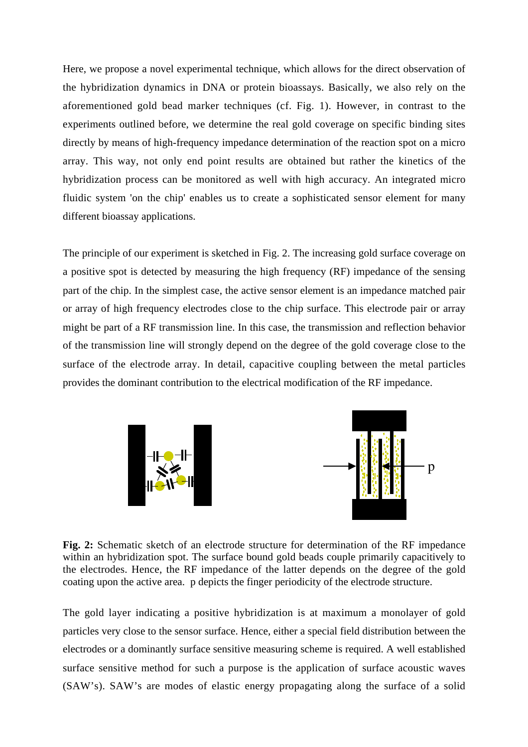Here, we propose a novel experimental technique, which allows for the direct observation of the hybridization dynamics in DNA or protein bioassays. Basically, we also rely on the aforementioned gold bead marker techniques (cf. Fig. 1). However, in contrast to the experiments outlined before, we determine the real gold coverage on specific binding sites directly by means of high-frequency impedance determination of the reaction spot on a micro array. This way, not only end point results are obtained but rather the kinetics of the hybridization process can be monitored as well with high accuracy. An integrated micro fluidic system 'on the chip' enables us to create a sophisticated sensor element for many different bioassay applications.

The principle of our experiment is sketched in Fig. 2. The increasing gold surface coverage on a positive spot is detected by measuring the high frequency (RF) impedance of the sensing part of the chip. In the simplest case, the active sensor element is an impedance matched pair or array of high frequency electrodes close to the chip surface. This electrode pair or array might be part of a RF transmission line. In this case, the transmission and reflection behavior of the transmission line will strongly depend on the degree of the gold coverage close to the surface of the electrode array. In detail, capacitive coupling between the metal particles provides the dominant contribution to the electrical modification of the RF impedance.

**Fig. 2:** Schematic sketch of an electrode structure for determination of the RF impedance within an hybridization spot. The surface bound gold beads couple primarily capacitively to the electrodes. Hence, the RF impedance of the latter depends on the degree of the gold coating upon the active area. p depicts the finger periodicity of the electrode structure.

The gold layer indicating a positive hybridization is at maximum a monolayer of gold particles very close to the sensor surface. Hence, either a special field distribution between the electrodes or a dominantly surface sensitive measuring scheme is required. A well established surface sensitive method for such a purpose is the application of surface acoustic waves (SAW's). SAW's are modes of elastic energy propagating along the surface of a solid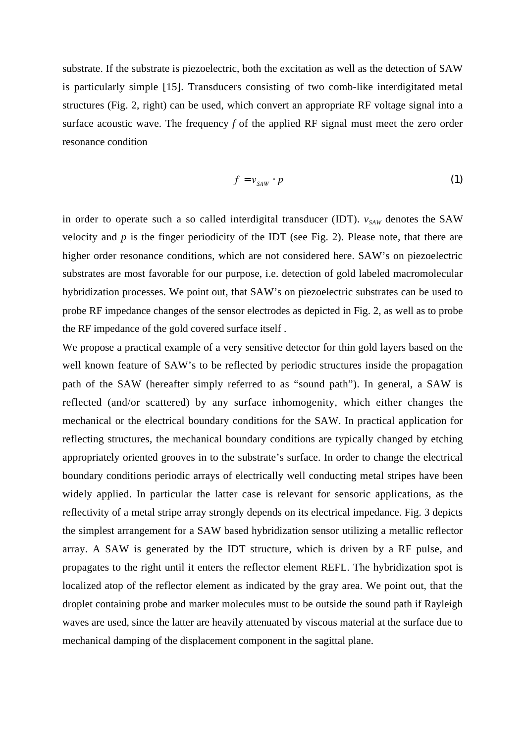substrate. If the substrate is piezoelectric, both the excitation as well as the detection of SAW is particularly simple [15]. Transducers consisting of two comb-like interdigitated metal structures (Fig. 2, right) can be used, which convert an appropriate RF voltage signal into a surface acoustic wave. The frequency $f$ of the applied RF signal must meet the zero order resonance condition

$$f = v_{SAW} \cdot p \tag{1}$$

in order to operate such a so called interdigital transducer (IDT). $v_{SAW}$ denotes the SAW velocity and $p$ is the finger periodicity of the IDT (see Fig. 2). Please note, that there are higher order resonance conditions, which are not considered here. SAW's on piezoelectric substrates are most favorable for our purpose, i.e. detection of gold labeled macromolecular hybridization processes. We point out, that SAW's on piezoelectric substrates can be used to probe RF impedance changes of the sensor electrodes as depicted in Fig. 2, as well as to probe the RF impedance of the gold covered surface itself .

We propose a practical example of a very sensitive detector for thin gold layers based on the well known feature of SAW's to be reflected by periodic structures inside the propagation path of the SAW (hereafter simply referred to as "sound path"). In general, a SAW is reflected (and/or scattered) by any surface inhomogenity, which either changes the mechanical or the electrical boundary conditions for the SAW. In practical application for reflecting structures, the mechanical boundary conditions are typically changed by etching appropriately oriented grooves in to the substrate's surface. In order to change the electrical boundary conditions periodic arrays of electrically well conducting metal stripes have been widely applied. In particular the latter case is relevant for sensoric applications, as the reflectivity of a metal stripe array strongly depends on its electrical impedance. Fig. 3 depicts the simplest arrangement for a SAW based hybridization sensor utilizing a metallic reflector array. A SAW is generated by the IDT structure, which is driven by a RF pulse, and propagates to the right until it enters the reflector element REFL. The hybridization spot is localized atop of the reflector element as indicated by the gray area. We point out, that the droplet containing probe and marker molecules must to be outside the sound path if Rayleigh waves are used, since the latter are heavily attenuated by viscous material at the surface due to mechanical damping of the displacement component in the sagittal plane.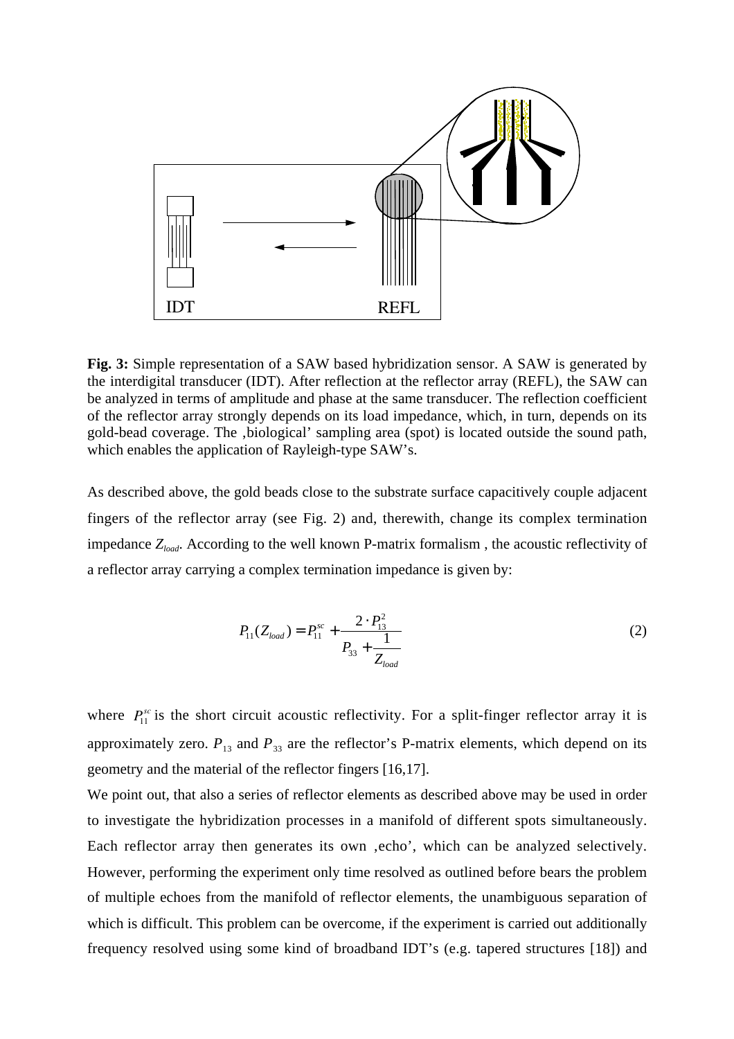**Fig. 3:** Simple representation of a SAW based hybridization sensor. A SAW is generated by the interdigital transducer (IDT). After reflection at the reflector array (REFL), the SAW can be analyzed in terms of amplitude and phase at the same transducer. The reflection coefficient of the reflector array strongly depends on its load impedance, which, in turn, depends on its gold-bead coverage. The ‚biological' sampling area (spot) is located outside the sound path, which enables the application of Rayleigh-type SAW's.

As described above, the gold beads close to the substrate surface capacitively couple adjacent fingers of the reflector array (see Fig. 2) and, therewith, change its complex termination impedance $Z_{load}$. According to the well known P-matrix formalism , the acoustic reflectivity of a reflector array carrying a complex termination impedance is given by:

$$P_{11}(Z_{load}) = P_{11}^{sc} + \frac{2 \cdot P_{13}^{2}}{P_{33} + \frac{1}{Z_{load}}} \quad (2)$$

where $P_{11}^{sc}$ is the short circuit acoustic reflectivity. For a split-finger reflector array it is approximately zero. $P_{13}$ and $P_{33}$ are the reflector's P-matrix elements, which depend on its geometry and the material of the reflector fingers [16,17].

We point out, that also a series of reflector elements as described above may be used in order to investigate the hybridization processes in a manifold of different spots simultaneously. Each reflector array then generates its own ‚echo', which can be analyzed selectively. However, performing the experiment only time resolved as outlined before bears the problem of multiple echoes from the manifold of reflector elements, the unambiguous separation of which is difficult. This problem can be overcome, if the experiment is carried out additionally frequency resolved using some kind of broadband IDT's (e.g. tapered structures [18]) and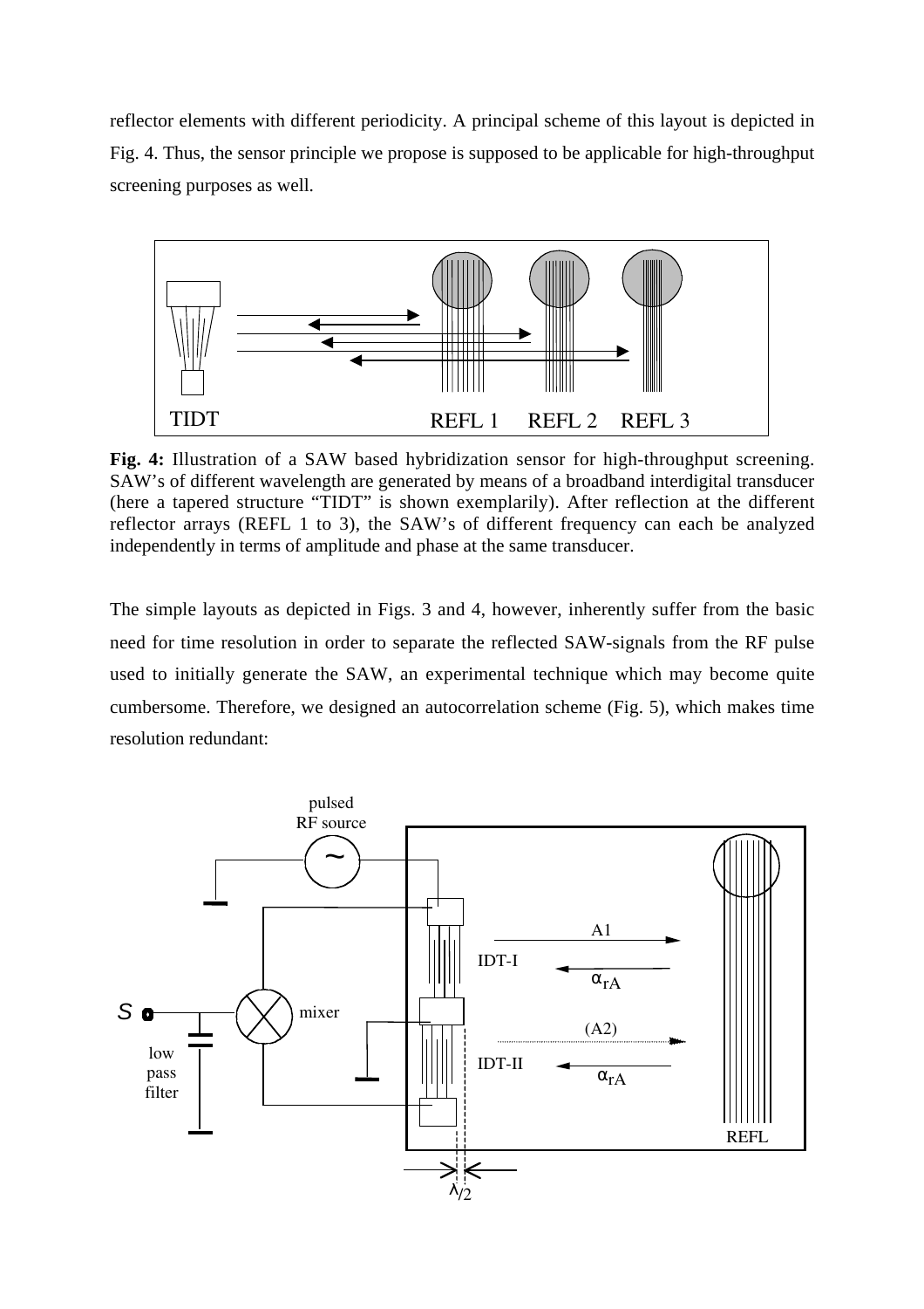reflector elements with different periodicity. A principal scheme of this layout is depicted in Fig. 4. Thus, the sensor principle we propose is supposed to be applicable for high-throughput screening purposes as well.

**Fig. 4:** Illustration of a SAW based hybridization sensor for high-throughput screening. SAW's of different wavelength are generated by means of a broadband interdigital transducer (here a tapered structure "TIDT" is shown exemplarily). After reflection at the different reflector arrays (REFL 1 to 3), the SAW's of different frequency can each be analyzed independently in terms of amplitude and phase at the same transducer.

The simple layouts as depicted in Figs. 3 and 4, however, inherently suffer from the basic need for time resolution in order to separate the reflected SAW-signals from the RF pulse used to initially generate the SAW, an experimental technique which may become quite cumbersome. Therefore, we designed an autocorrelation scheme (Fig. 5), which makes time resolution redundant: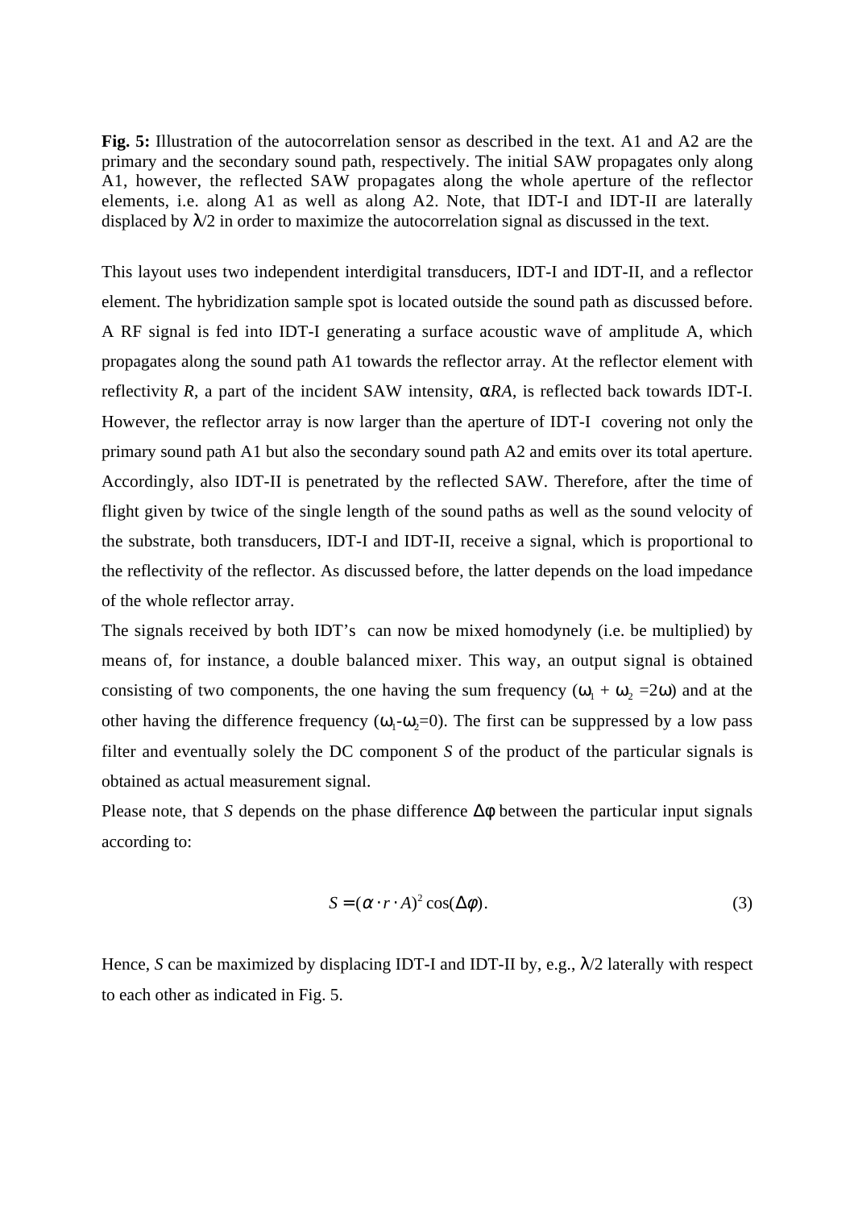**Fig. 5:** Illustration of the autocorrelation sensor as described in the text. A1 and A2 are the primary and the secondary sound path, respectively. The initial SAW propagates only along A1, however, the reflected SAW propagates along the whole aperture of the reflector elements, i.e. along A1 as well as along A2. Note, that IDT-I and IDT-II are laterally displaced by $\lambda/2$ in order to maximize the autocorrelation signal as discussed in the text.

This layout uses two independent interdigital transducers, IDT-I and IDT-II, and a reflector element. The hybridization sample spot is located outside the sound path as discussed before. A RF signal is fed into IDT-I generating a surface acoustic wave of amplitude A, which propagates along the sound path A1 towards the reflector array. At the reflector element with reflectivity *R*, a part of the incident SAW intensity, $\alpha RA$, is reflected back towards IDT-I. However, the reflector array is now larger than the aperture of IDT-I covering not only the primary sound path A1 but also the secondary sound path A2 and emits over its total aperture. Accordingly, also IDT-II is penetrated by the reflected SAW. Therefore, after the time of flight given by twice of the single length of the sound paths as well as the sound velocity of the substrate, both transducers, IDT-I and IDT-II, receive a signal, which is proportional to the reflectivity of the reflector. As discussed before, the latter depends on the load impedance of the whole reflector array.

The signals received by both IDT's can now be mixed homodynely (i.e. be multiplied) by means of, for instance, a double balanced mixer. This way, an output signal is obtained consisting of two components, the one having the sum frequency ($\omega_1 + \omega_2 = 2\omega$) and at the other having the difference frequency ($\omega_1 - \omega_2 = 0$). The first can be suppressed by a low pass filter and eventually solely the DC component *S* of the product of the particular signals is obtained as actual measurement signal.

Please note, that *S* depends on the phase difference $\Delta\phi$ between the particular input signals according to:

$$S = (\alpha \cdot r \cdot A)^2 \cos(\Delta\varphi). \tag{3}$$

Hence, *S* can be maximized by displacing IDT-I and IDT-II by, e.g., $\lambda/2$ laterally with respect to each other as indicated in Fig. 5.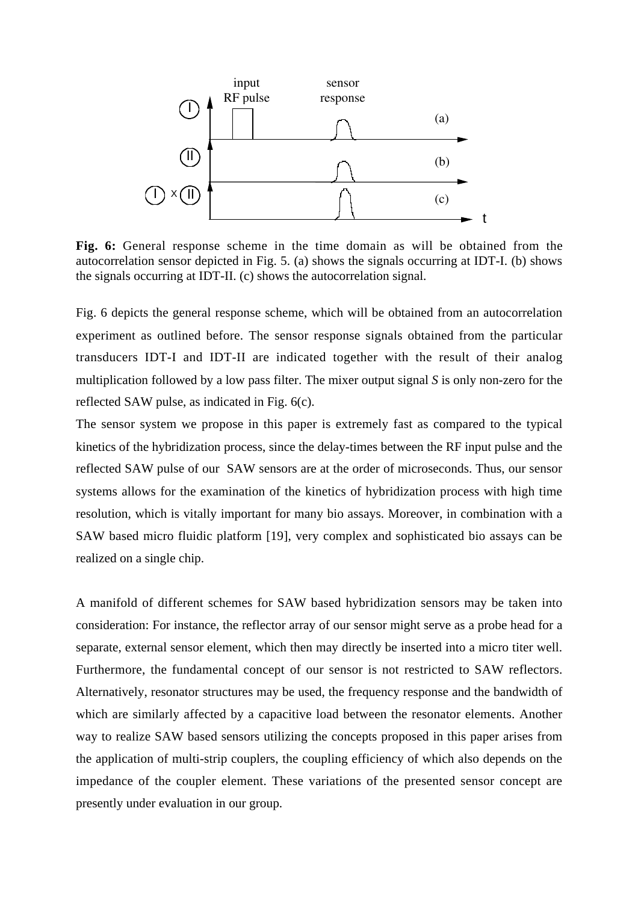**Fig. 6:** General response scheme in the time domain as will be obtained from the autocorrelation sensor depicted in Fig. 5. (a) shows the signals occurring at IDT-I. (b) shows the signals occurring at IDT-II. (c) shows the autocorrelation signal.

Fig. 6 depicts the general response scheme, which will be obtained from an autocorrelation experiment as outlined before. The sensor response signals obtained from the particular transducers IDT-I and IDT-II are indicated together with the result of their analog multiplication followed by a low pass filter. The mixer output signal *S* is only non-zero for the reflected SAW pulse, as indicated in Fig. 6(c).

The sensor system we propose in this paper is extremely fast as compared to the typical kinetics of the hybridization process, since the delay-times between the RF input pulse and the reflected SAW pulse of our SAW sensors are at the order of microseconds. Thus, our sensor systems allows for the examination of the kinetics of hybridization process with high time resolution, which is vitally important for many bio assays. Moreover, in combination with a SAW based micro fluidic platform [19], very complex and sophisticated bio assays can be realized on a single chip.

A manifold of different schemes for SAW based hybridization sensors may be taken into consideration: For instance, the reflector array of our sensor might serve as a probe head for a separate, external sensor element, which then may directly be inserted into a micro titer well. Furthermore, the fundamental concept of our sensor is not restricted to SAW reflectors. Alternatively, resonator structures may be used, the frequency response and the bandwidth of which are similarly affected by a capacitive load between the resonator elements. Another way to realize SAW based sensors utilizing the concepts proposed in this paper arises from the application of multi-strip couplers, the coupling efficiency of which also depends on the impedance of the coupler element. These variations of the presented sensor concept are presently under evaluation in our group.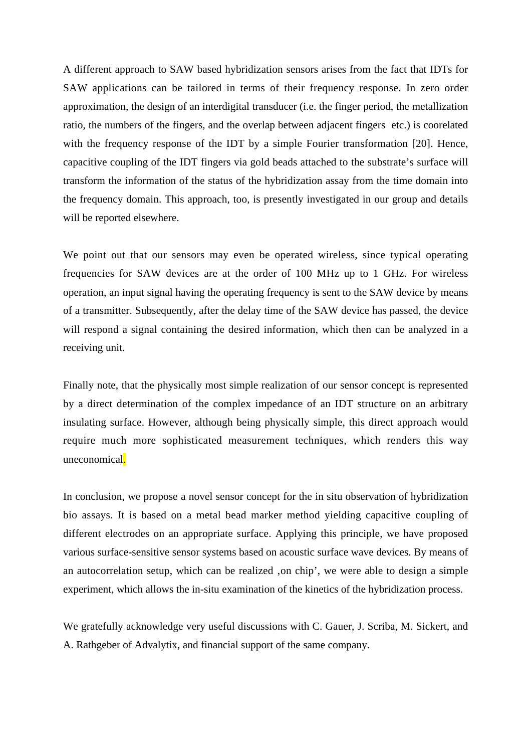A different approach to SAW based hybridization sensors arises from the fact that IDTs for SAW applications can be tailored in terms of their frequency response. In zero order approximation, the design of an interdigital transducer (i.e. the finger period, the metallization ratio, the numbers of the fingers, and the overlap between adjacent fingers  etc.) is coorelated with the frequency response of the IDT by a simple Fourier transformation [20]. Hence, capacitive coupling of the IDT fingers via gold beads attached to the substrate's surface will transform the information of the status of the hybridization assay from the time domain into the frequency domain. This approach, too, is presently investigated in our group and details will be reported elsewhere.

We point out that our sensors may even be operated wireless, since typical operating frequencies for SAW devices are at the order of 100 MHz up to 1 GHz. For wireless operation, an input signal having the operating frequency is sent to the SAW device by means of a transmitter. Subsequently, after the delay time of the SAW device has passed, the device will respond a signal containing the desired information, which then can be analyzed in a receiving unit.

Finally note, that the physically most simple realization of our sensor concept is represented by a direct determination of the complex impedance of an IDT structure on an arbitrary insulating surface. However, although being physically simple, this direct approach would require much more sophisticated measurement techniques, which renders this way uneconomical.

In conclusion, we propose a novel sensor concept for the in situ observation of hybridization bio assays. It is based on a metal bead marker method yielding capacitive coupling of different electrodes on an appropriate surface. Applying this principle, we have proposed various surface-sensitive sensor systems based on acoustic surface wave devices. By means of an autocorrelation setup, which can be realized ‚on chip', we were able to design a simple experiment, which allows the in-situ examination of the kinetics of the hybridization process.

We gratefully acknowledge very useful discussions with C. Gauer, J. Scriba, M. Sickert, and A. Rathgeber of Advalytix, and financial support of the same company.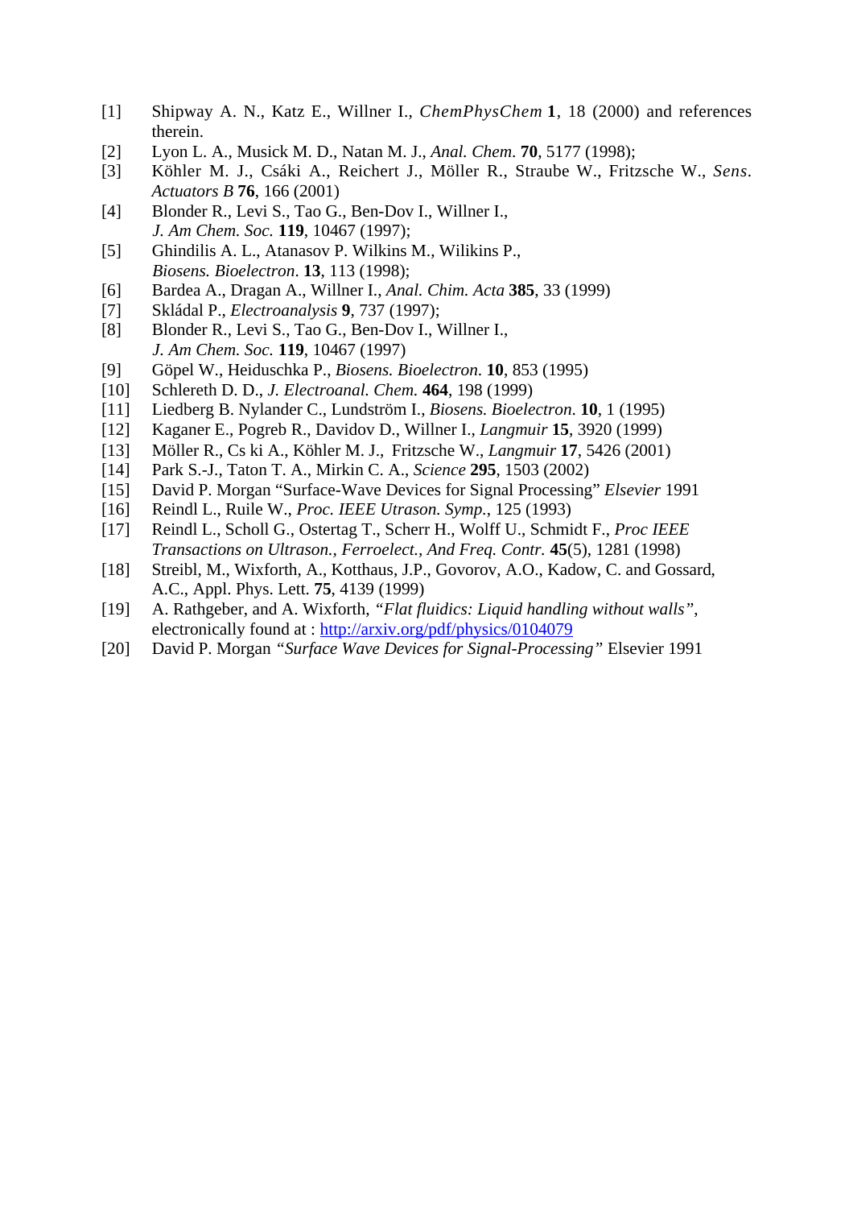[1] Shipway A. N., Katz E., Willner I., *ChemPhysChem* **1**, 18 (2000) and references therein.

[2] Lyon L. A., Musick M. D., Natan M. J., *Anal. Chem.* **70**, 5177 (1998);

[3] Köhler M. J., Csáki A., Reichert J., Möller R., Straube W., Fritzsche W., *Sens. Actuators B* **76**, 166 (2001)

[4] Blonder R., Levi S., Tao G., Ben-Dov I., Willner I., *J. Am Chem. Soc.* **119**, 10467 (1997);

[5] Ghindilis A. L., Atanasov P. Wilkins M., Wilikins P., *Biosens. Bioelectron*. **13**, 113 (1998);

[6] Bardea A., Dragan A., Willner I., *Anal. Chim. Acta* **385**, 33 (1999)

[7] Skládal P., *Electroanalysis* **9**, 737 (1997);

[8] Blonder R., Levi S., Tao G., Ben-Dov I., Willner I., *J. Am Chem. Soc.* **119**, 10467 (1997)

[9] Göpel W., Heiduschka P., *Biosens. Bioelectron*. **10**, 853 (1995)

[10] Schlereth D. D., *J. Electroanal. Chem.* **464**, 198 (1999)

[11] Liedberg B. Nylander C., Lundström I., *Biosens. Bioelectron*. **10**, 1 (1995)

[12] Kaganer E., Pogreb R., Davidov D., Willner I., *Langmuir* **15**, 3920 (1999)

[13] Möller R., Cs ki A., Köhler M. J., Fritzsche W., *Langmuir* **17**, 5426 (2001)

[14] Park S.-J., Taton T. A., Mirkin C. A., *Science* **295**, 1503 (2002)

[15] David P. Morgan "Surface-Wave Devices for Signal Processing" *Elsevier* 1991

[16] Reindl L., Ruile W., *Proc. IEEE Utrason. Symp.*, 125 (1993)

[17] Reindl L., Scholl G., Ostertag T., Scherr H., Wolff U., Schmidt F., *Proc IEEE Transactions on Ultrason., Ferroelect., And Freq. Contr.* **45**(5), 1281 (1998)

[18] Streibl, M., Wixforth, A., Kotthaus, J.P., Govorov, A.O., Kadow, C. and Gossard, A.C., Appl. Phys. Lett. **75**, 4139 (1999)

[19] A. Rathgeber, and A. Wixforth, *"Flat fluidics: Liquid handling without walls"*, electronically found at : http://arxiv.org/pdf/physics/0104079

[20] David P. Morgan *"Surface Wave Devices for Signal-Processing"* Elsevier 1991